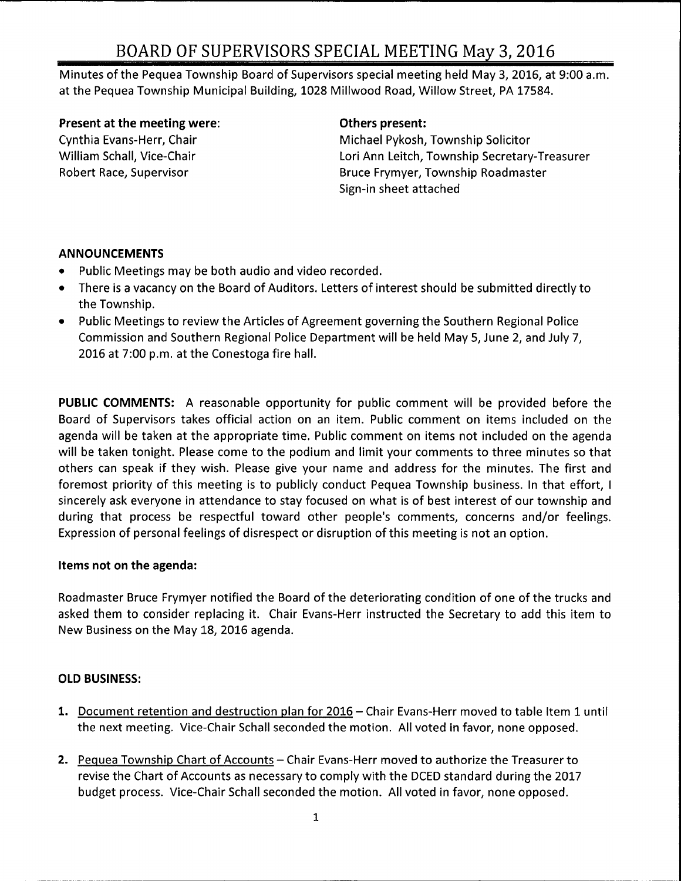# BOARD OF SUPERVISORS SPECIAL MEETING May 3, 2016

Minutes of the Pequea Township Board of Supervisors special meeting held May 3, 2016, at 9:00 a.m. at the Pequea Township Municipal Building, 1028 Millwood Road, Willow Street, PA 17584.

**Present at the meeting were:**
Cynthia Evans-Herr, Chair
William Schall, Vice-Chair
Robert Race, Supervisor

**Others present:**
Michael Pykosh, Township Solicitor
Lori Ann Leitch, Township Secretary-Treasurer
Bruce Frymyer, Township Roadmaster
Sign-in sheet attached

**ANNOUNCEMENTS**

- Public Meetings may be both audio and video recorded.
- There is a vacancy on the Board of Auditors. Letters of interest should be submitted directly to the Township.
- Public Meetings to review the Articles of Agreement governing the Southern Regional Police Commission and Southern Regional Police Department will be held May 5, June 2, and July 7, 2016 at 7:00 p.m. at the Conestoga fire hall.

**PUBLIC COMMENTS:** A reasonable opportunity for public comment will be provided before the Board of Supervisors takes official action on an item. Public comment on items included on the agenda will be taken at the appropriate time. Public comment on items not included on the agenda will be taken tonight. Please come to the podium and limit your comments to three minutes so that others can speak if they wish. Please give your name and address for the minutes. The first and foremost priority of this meeting is to publicly conduct Pequea Township business. In that effort, I sincerely ask everyone in attendance to stay focused on what is of best interest of our township and during that process be respectful toward other people's comments, concerns and/or feelings. Expression of personal feelings of disrespect or disruption of this meeting is not an option.

**Items not on the agenda:**

Roadmaster Bruce Frymyer notified the Board of the deteriorating condition of one of the trucks and asked them to consider replacing it. Chair Evans-Herr instructed the Secretary to add this item to New Business on the May 18, 2016 agenda.

**OLD BUSINESS:**

1. Document retention and destruction plan for 2016 – Chair Evans-Herr moved to table Item 1 until the next meeting. Vice-Chair Schall seconded the motion. All voted in favor, none opposed.

2. Pequea Township Chart of Accounts – Chair Evans-Herr moved to authorize the Treasurer to revise the Chart of Accounts as necessary to comply with the DCED standard during the 2017 budget process. Vice-Chair Schall seconded the motion. All voted in favor, none opposed.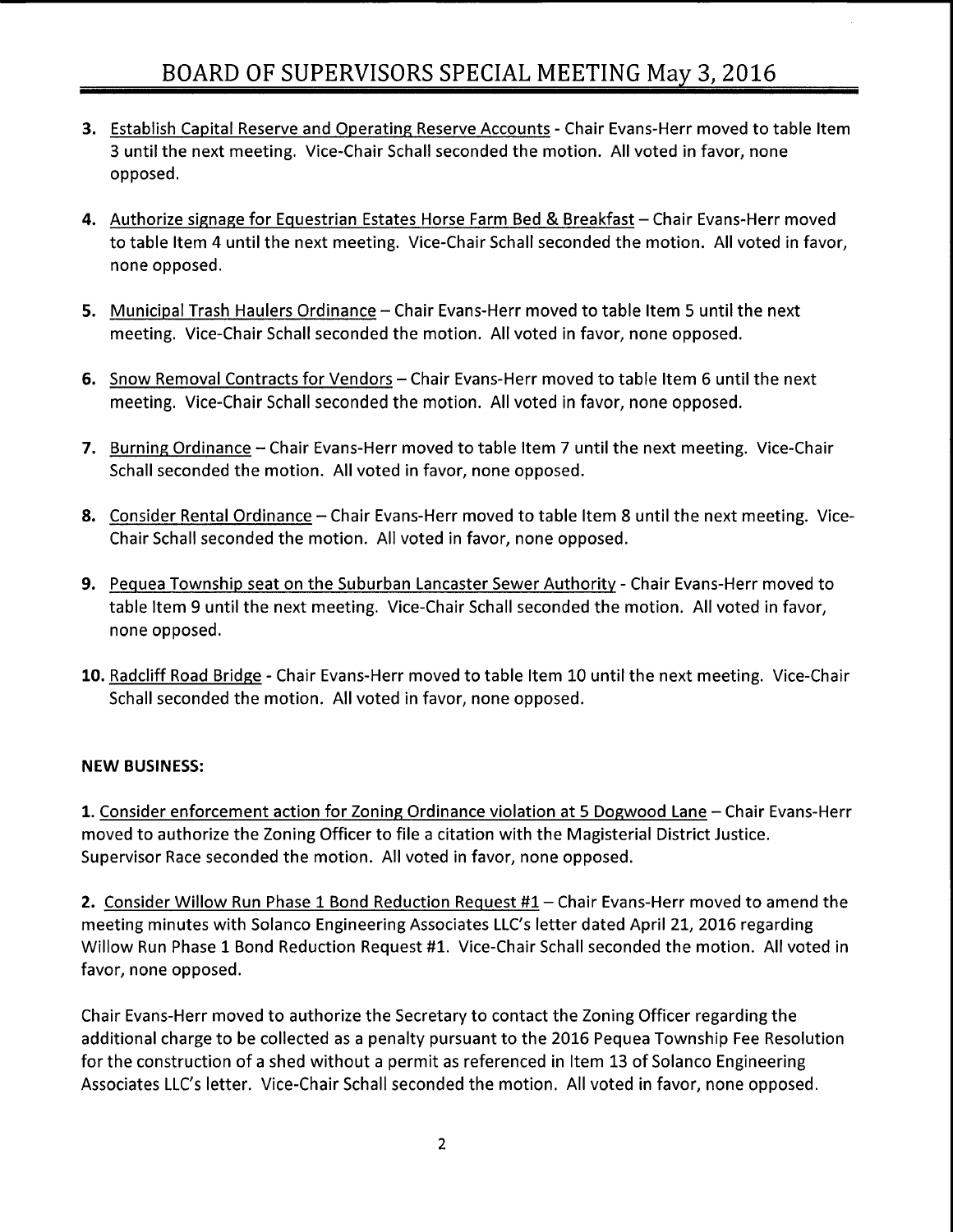3. Establish Capital Reserve and Operating Reserve Accounts - Chair Evans-Herr moved to table Item 3 until the next meeting. Vice-Chair Schall seconded the motion. All voted in favor, none opposed.

4. Authorize signage for Equestrian Estates Horse Farm Bed & Breakfast – Chair Evans-Herr moved to table Item 4 until the next meeting. Vice-Chair Schall seconded the motion. All voted in favor, none opposed.

5. Municipal Trash Haulers Ordinance – Chair Evans-Herr moved to table Item 5 until the next meeting. Vice-Chair Schall seconded the motion. All voted in favor, none opposed.

6. Snow Removal Contracts for Vendors – Chair Evans-Herr moved to table Item 6 until the next meeting. Vice-Chair Schall seconded the motion. All voted in favor, none opposed.

7. Burning Ordinance – Chair Evans-Herr moved to table Item 7 until the next meeting. Vice-Chair Schall seconded the motion. All voted in favor, none opposed.

8. Consider Rental Ordinance – Chair Evans-Herr moved to table Item 8 until the next meeting. Vice-Chair Schall seconded the motion. All voted in favor, none opposed.

9. Pequea Township seat on the Suburban Lancaster Sewer Authority - Chair Evans-Herr moved to table Item 9 until the next meeting. Vice-Chair Schall seconded the motion. All voted in favor, none opposed.

10. Radcliff Road Bridge - Chair Evans-Herr moved to table Item 10 until the next meeting. Vice-Chair Schall seconded the motion. All voted in favor, none opposed.

**NEW BUSINESS:**

1. Consider enforcement action for Zoning Ordinance violation at 5 Dogwood Lane – Chair Evans-Herr moved to authorize the Zoning Officer to file a citation with the Magisterial District Justice. Supervisor Race seconded the motion. All voted in favor, none opposed.

2. Consider Willow Run Phase 1 Bond Reduction Request #1 – Chair Evans-Herr moved to amend the meeting minutes with Solanco Engineering Associates LLC's letter dated April 21, 2016 regarding Willow Run Phase 1 Bond Reduction Request #1. Vice-Chair Schall seconded the motion. All voted in favor, none opposed.

Chair Evans-Herr moved to authorize the Secretary to contact the Zoning Officer regarding the additional charge to be collected as a penalty pursuant to the 2016 Pequea Township Fee Resolution for the construction of a shed without a permit as referenced in Item 13 of Solanco Engineering Associates LLC's letter. Vice-Chair Schall seconded the motion. All voted in favor, none opposed.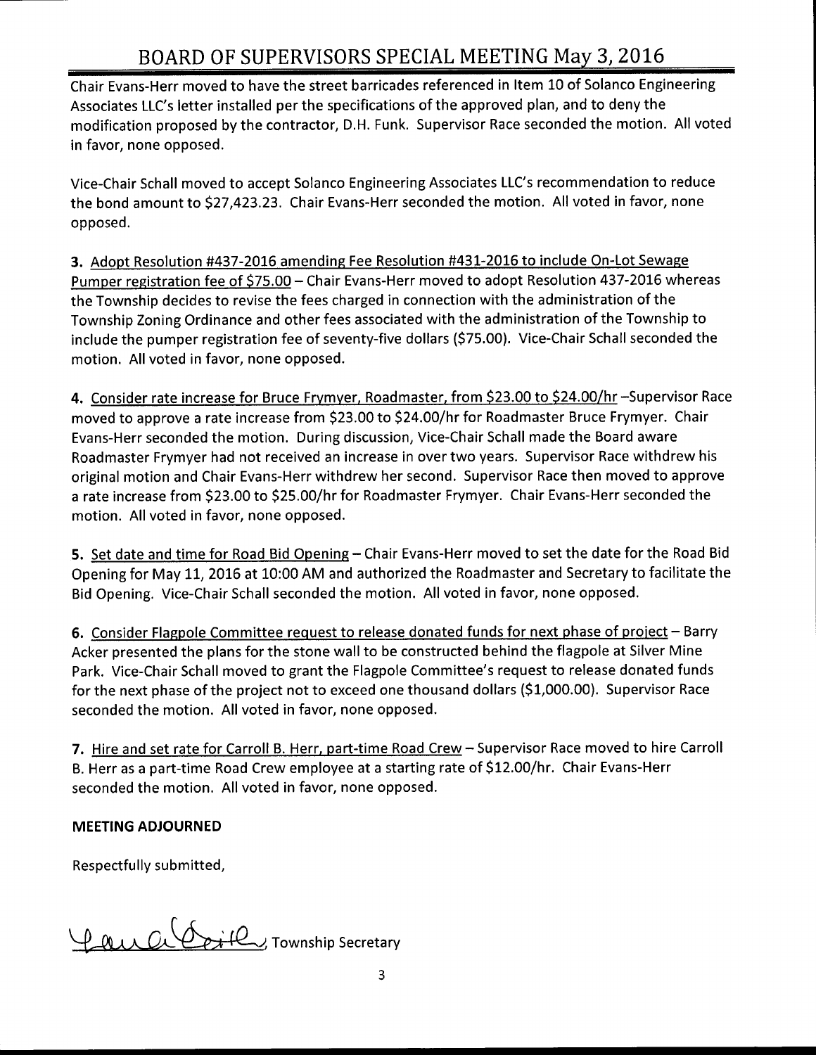Chair Evans-Herr moved to have the street barricades referenced in Item 10 of Solanco Engineering Associates LLC's letter installed per the specifications of the approved plan, and to deny the modification proposed by the contractor, D.H. Funk. Supervisor Race seconded the motion. All voted in favor, none opposed.

Vice-Chair Schall moved to accept Solanco Engineering Associates LLC's recommendation to reduce the bond amount to $27,423.23. Chair Evans-Herr seconded the motion. All voted in favor, none opposed.

**3.** Adopt Resolution #437-2016 amending Fee Resolution #431-2016 to include On-Lot Sewage Pumper registration fee of $75.00 – Chair Evans-Herr moved to adopt Resolution 437-2016 whereas the Township decides to revise the fees charged in connection with the administration of the Township Zoning Ordinance and other fees associated with the administration of the Township to include the pumper registration fee of seventy-five dollars ($75.00). Vice-Chair Schall seconded the motion. All voted in favor, none opposed.

**4.** Consider rate increase for Bruce Frymyer, Roadmaster, from $23.00 to $24.00/hr –Supervisor Race moved to approve a rate increase from $23.00 to $24.00/hr for Roadmaster Bruce Frymyer. Chair Evans-Herr seconded the motion. During discussion, Vice-Chair Schall made the Board aware Roadmaster Frymyer had not received an increase in over two years. Supervisor Race withdrew his original motion and Chair Evans-Herr withdrew her second. Supervisor Race then moved to approve a rate increase from $23.00 to $25.00/hr for Roadmaster Frymyer. Chair Evans-Herr seconded the motion. All voted in favor, none opposed.

**5.** Set date and time for Road Bid Opening – Chair Evans-Herr moved to set the date for the Road Bid Opening for May 11, 2016 at 10:00 AM and authorized the Roadmaster and Secretary to facilitate the Bid Opening. Vice-Chair Schall seconded the motion. All voted in favor, none opposed.

**6.** Consider Flagpole Committee request to release donated funds for next phase of project – Barry Acker presented the plans for the stone wall to be constructed behind the flagpole at Silver Mine Park. Vice-Chair Schall moved to grant the Flagpole Committee's request to release donated funds for the next phase of the project not to exceed one thousand dollars ($1,000.00). Supervisor Race seconded the motion. All voted in favor, none opposed.

**7.** Hire and set rate for Carroll B. Herr, part-time Road Crew – Supervisor Race moved to hire Carroll B. Herr as a part-time Road Crew employee at a starting rate of $12.00/hr. Chair Evans-Herr seconded the motion. All voted in favor, none opposed.

**MEETING ADJOURNED**

Respectfully submitted,

Laura Boile, Township Secretary